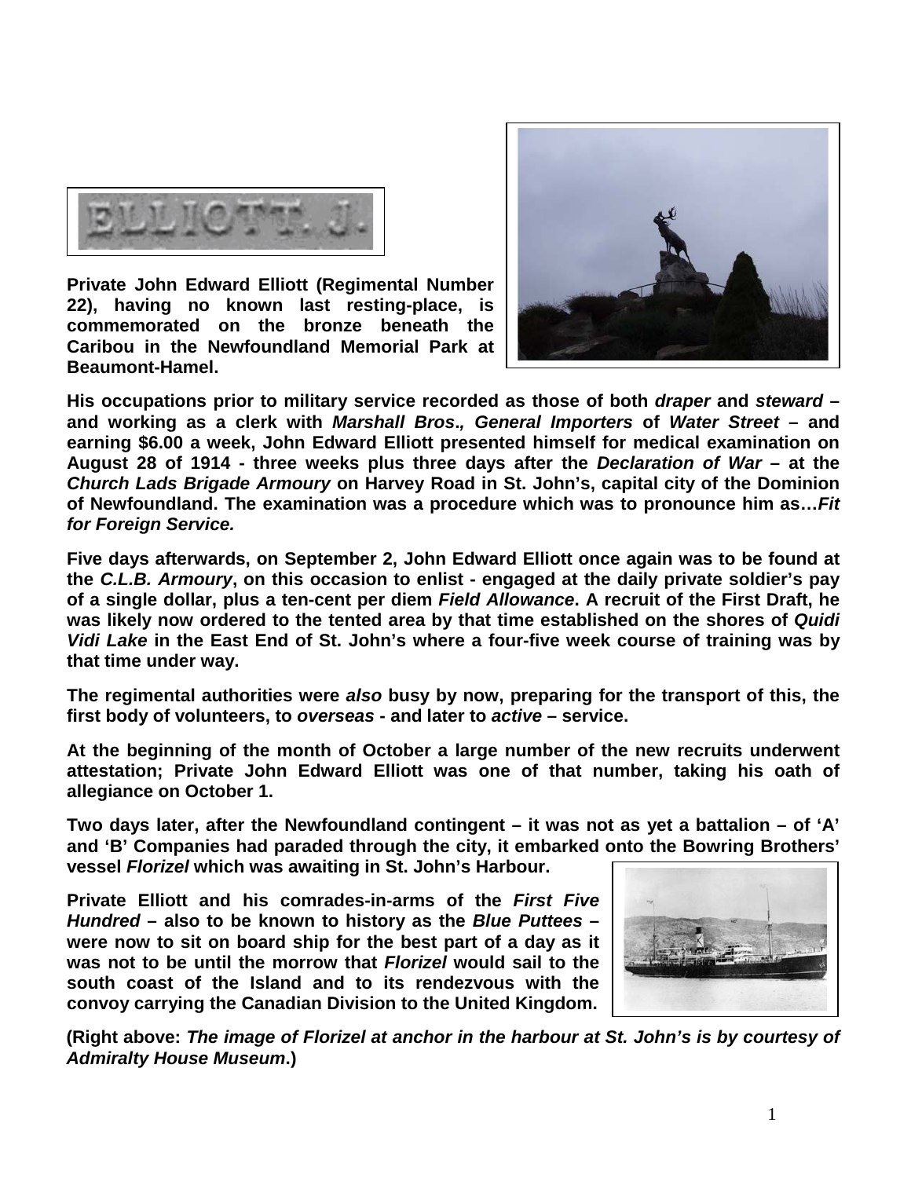**Private John Edward Elliott (Regimental Number 22), having no known last resting-place, is commemorated on the bronze beneath the Caribou in the Newfoundland Memorial Park at Beaumont-Hamel.**

**His occupations prior to military service recorded as those of both *draper* and *steward* – and working as a clerk with *Marshall Bros., General Importers* of *Water Street* – and earning $6.00 a week, John Edward Elliott presented himself for medical examination on August 28 of 1914 - three weeks plus three days after the *Declaration of War* – at the *Church Lads Brigade Armoury* on Harvey Road in St. John's, capital city of the Dominion of Newfoundland. The examination was a procedure which was to pronounce him as…*Fit for Foreign Service.***

**Five days afterwards, on September 2, John Edward Elliott once again was to be found at the *C.L.B. Armoury*, on this occasion to enlist - engaged at the daily private soldier's pay of a single dollar, plus a ten-cent per diem *Field Allowance*. A recruit of the First Draft, he was likely now ordered to the tented area by that time established on the shores of *Quidi Vidi Lake* in the East End of St. John's where a four-five week course of training was by that time under way.**

**The regimental authorities were *also* busy by now, preparing for the transport of this, the first body of volunteers, to *overseas* - and later to *active* – service.**

**At the beginning of the month of October a large number of the new recruits underwent attestation; Private John Edward Elliott was one of that number, taking his oath of allegiance on October 1.**

**Two days later, after the Newfoundland contingent – it was not as yet a battalion – of 'A' and 'B' Companies had paraded through the city, it embarked onto the Bowring Brothers' vessel *Florizel* which was awaiting in St. John's Harbour.**

**Private Elliott and his comrades-in-arms of the *First Five Hundred* – also to be known to history as the *Blue Puttees* – were now to sit on board ship for the best part of a day as it was not to be until the morrow that *Florizel* would sail to the south coast of the Island and to its rendezvous with the convoy carrying the Canadian Division to the United Kingdom.**

**(Right above: *The image of Florizel at anchor in the harbour at St. John's is by courtesy of Admiralty House Museum*.)**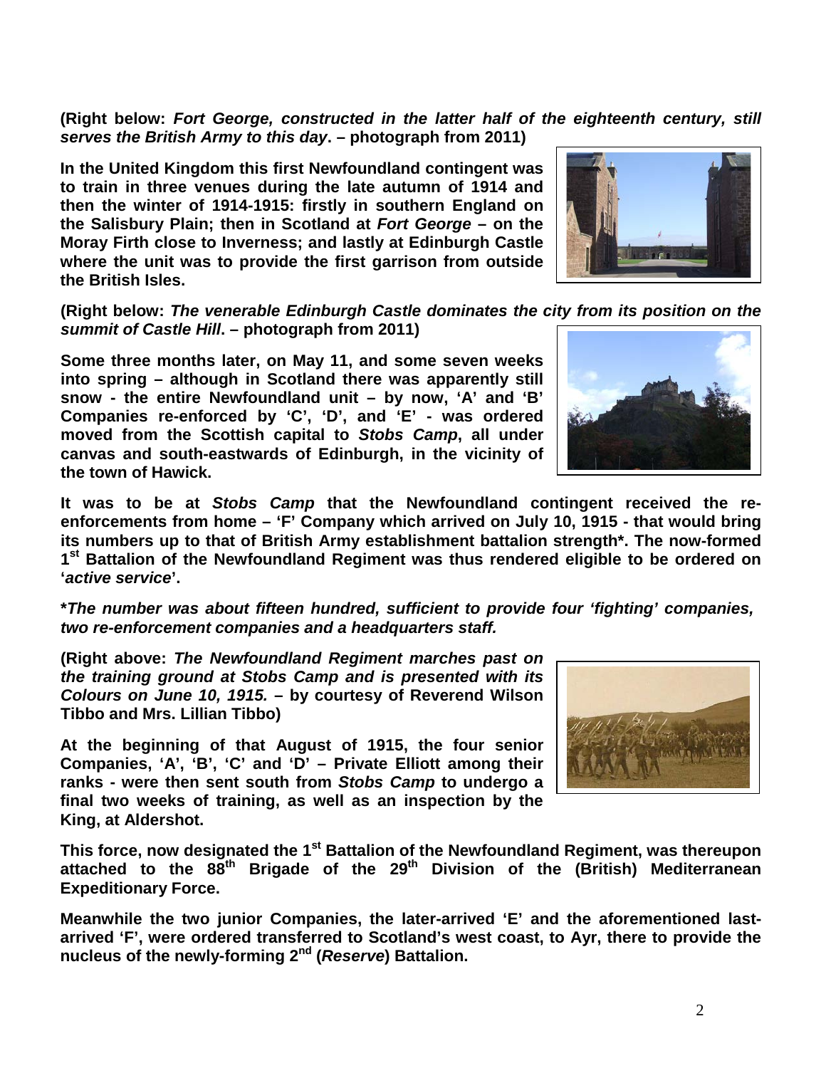**(Right below: *Fort George, constructed in the latter half of the eighteenth century, still serves the British Army to this day*. – photograph from 2011)**

**In the United Kingdom this first Newfoundland contingent was to train in three venues during the late autumn of 1914 and then the winter of 1914-1915: firstly in southern England on the Salisbury Plain; then in Scotland at *Fort George* – on the Moray Firth close to Inverness; and lastly at Edinburgh Castle where the unit was to provide the first garrison from outside the British Isles.**

**(Right below: *The venerable Edinburgh Castle dominates the city from its position on the summit of Castle Hill*. – photograph from 2011)**

**Some three months later, on May 11, and some seven weeks into spring – although in Scotland there was apparently still snow - the entire Newfoundland unit – by now, 'A' and 'B' Companies re-enforced by 'C', 'D', and 'E' - was ordered moved from the Scottish capital to *Stobs Camp*, all under canvas and south-eastwards of Edinburgh, in the vicinity of the town of Hawick.**

**It was to be at *Stobs Camp* that the Newfoundland contingent received the re-enforcements from home – 'F' Company which arrived on July 10, 1915 - that would bring its numbers up to that of British Army establishment battalion strength\*. The now-formed 1st Battalion of the Newfoundland Regiment was thus rendered eligible to be ordered on '*active service*'.**

***\*The number was about fifteen hundred, sufficient to provide four 'fighting' companies, two re-enforcement companies and a headquarters staff.***

**(Right above: *The Newfoundland Regiment marches past on the training ground at Stobs Camp and is presented with its Colours on June 10, 1915.* – by courtesy of Reverend Wilson Tibbo and Mrs. Lillian Tibbo)**

**At the beginning of that August of 1915, the four senior Companies, 'A', 'B', 'C' and 'D' – Private Elliott among their ranks - were then sent south from *Stobs Camp* to undergo a final two weeks of training, as well as an inspection by the King, at Aldershot.**

**This force, now designated the 1st Battalion of the Newfoundland Regiment, was thereupon attached to the 88th Brigade of the 29th Division of the (British) Mediterranean Expeditionary Force.**

**Meanwhile the two junior Companies, the later-arrived 'E' and the aforementioned last-arrived 'F', were ordered transferred to Scotland's west coast, to Ayr, there to provide the nucleus of the newly-forming 2nd (*Reserve*) Battalion.**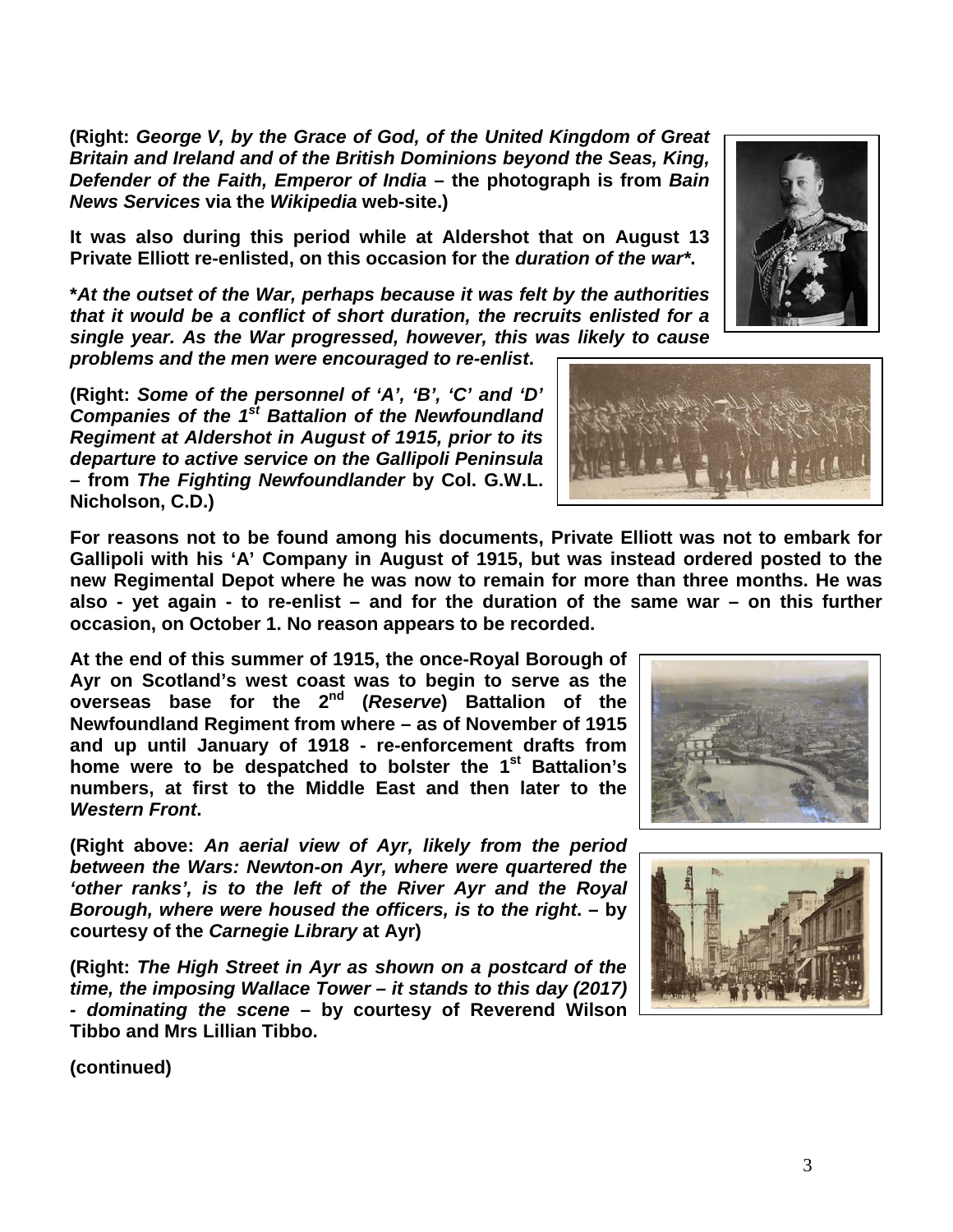**(Right:** ***George V, by the Grace of God, of the United Kingdom of Great Britain and Ireland and of the British Dominions beyond the Seas, King, Defender of the Faith, Emperor of India*** **– the photograph is from** ***Bain News Services*** **via the** ***Wikipedia*** **web-site.)**

**It was also during this period while at Aldershot that on August 13 Private Elliott re-enlisted, on this occasion for the** ***duration of the war****.**

***\*At the outset of the War, perhaps because it was felt by the authorities that it would be a conflict of short duration, the recruits enlisted for a single year. As the War progressed, however, this was likely to cause problems and the men were encouraged to re-enlist*****.**

**(Right:** ***Some of the personnel of 'A', 'B', 'C' and 'D' Companies of the 1st Battalion of the Newfoundland Regiment at Aldershot in August of 1915, prior to its departure to active service on the Gallipoli Peninsula*** **– from** ***The Fighting Newfoundlander*** **by Col. G.W.L. Nicholson, C.D.)**

**For reasons not to be found among his documents, Private Elliott was not to embark for Gallipoli with his 'A' Company in August of 1915, but was instead ordered posted to the new Regimental Depot where he was now to remain for more than three months. He was also - yet again - to re-enlist – and for the duration of the same war – on this further occasion, on October 1. No reason appears to be recorded.**

**At the end of this summer of 1915, the once-Royal Borough of Ayr on Scotland's west coast was to begin to serve as the overseas base for the 2nd (*Reserve*) Battalion of the Newfoundland Regiment from where – as of November of 1915 and up until January of 1918 - re-enforcement drafts from home were to be despatched to bolster the 1st Battalion's numbers, at first to the Middle East and then later to the *Western Front*.**

**(Right above:** ***An aerial view of Ayr, likely from the period between the Wars: Newton-on Ayr, where were quartered the 'other ranks', is to the left of the River Ayr and the Royal Borough, where were housed the officers, is to the right*****. – by courtesy of the** ***Carnegie Library*** **at Ayr)**

**(Right:** ***The High Street in Ayr as shown on a postcard of the time, the imposing Wallace Tower – it stands to this day (2017) - dominating the scene*** **– by courtesy of Reverend Wilson Tibbo and Mrs Lillian Tibbo.**

**(continued)**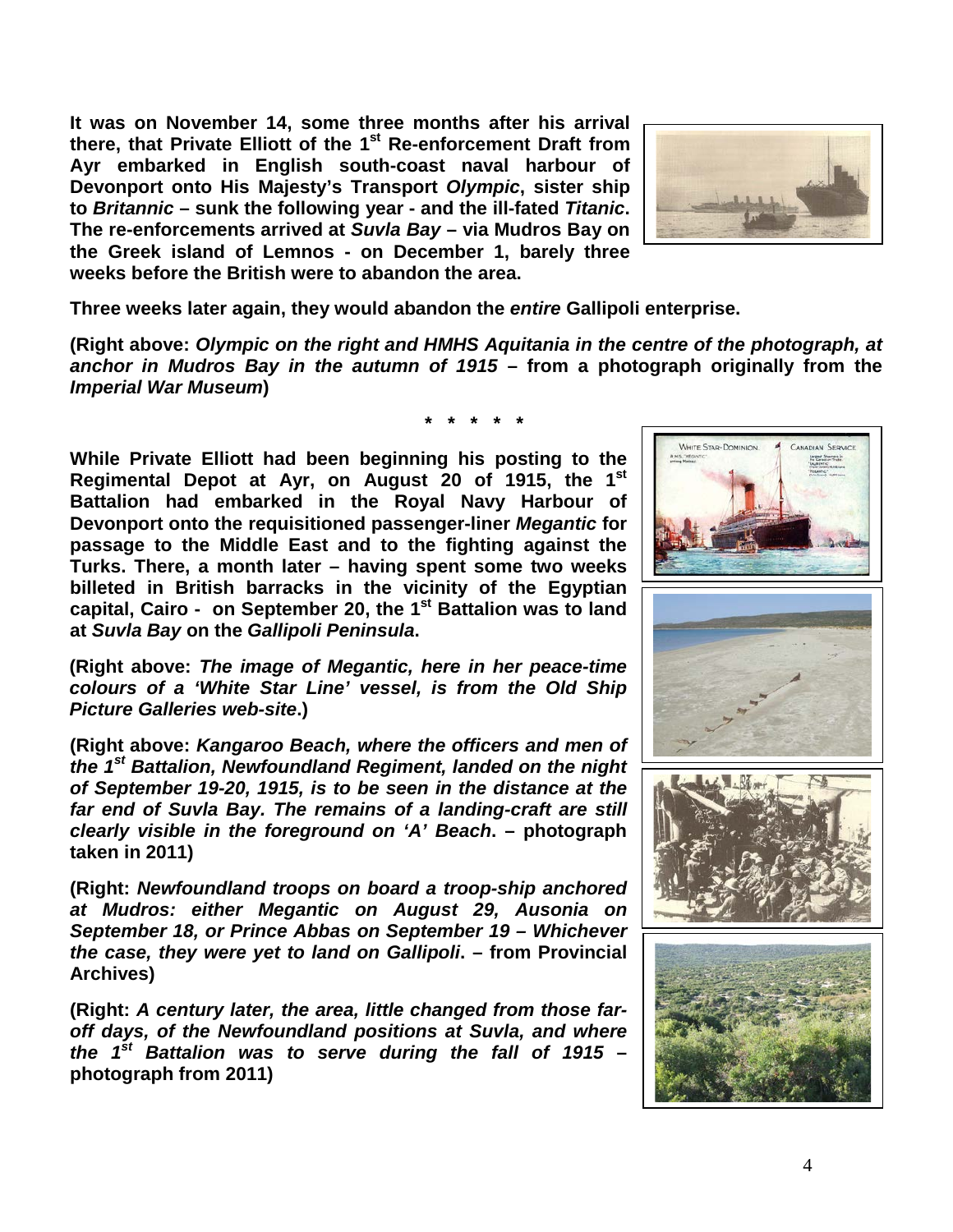**It was on November 14, some three months after his arrival there, that Private Elliott of the 1st Re-enforcement Draft from Ayr embarked in English south-coast naval harbour of Devonport onto His Majesty's Transport *Olympic*, sister ship to *Britannic* – sunk the following year - and the ill-fated *Titanic*. The re-enforcements arrived at *Suvla Bay* – via Mudros Bay on the Greek island of Lemnos - on December 1, barely three weeks before the British were to abandon the area.**

**Three weeks later again, they would abandon the *entire* Gallipoli enterprise.**

**(Right above: *Olympic on the right and HMHS Aquitania in the centre of the photograph, at anchor in Mudros Bay in the autumn of 1915* – from a photograph originally from the *Imperial War Museum*)**

**\* \* \* \* \***

**While Private Elliott had been beginning his posting to the Regimental Depot at Ayr, on August 20 of 1915, the 1st Battalion had embarked in the Royal Navy Harbour of Devonport onto the requisitioned passenger-liner *Megantic* for passage to the Middle East and to the fighting against the Turks. There, a month later – having spent some two weeks billeted in British barracks in the vicinity of the Egyptian capital, Cairo - on September 20, the 1st Battalion was to land at *Suvla Bay* on the *Gallipoli Peninsula*.**

**(Right above: *The image of Megantic, here in her peace-time colours of a 'White Star Line' vessel, is from the Old Ship Picture Galleries web-site*.)**

**(Right above: *Kangaroo Beach, where the officers and men of the 1st Battalion, Newfoundland Regiment, landed on the night of September 19-20, 1915, is to be seen in the distance at the far end of Suvla Bay. The remains of a landing-craft are still clearly visible in the foreground on 'A' Beach*. – photograph taken in 2011)**

**(Right: *Newfoundland troops on board a troop-ship anchored at Mudros: either Megantic on August 29, Ausonia on September 18, or Prince Abbas on September 19 – Whichever the case, they were yet to land on Gallipoli*. – from Provincial Archives)**

**(Right: *A century later, the area, little changed from those far-off days, of the Newfoundland positions at Suvla, and where the 1st Battalion was to serve during the fall of 1915* – photograph from 2011)**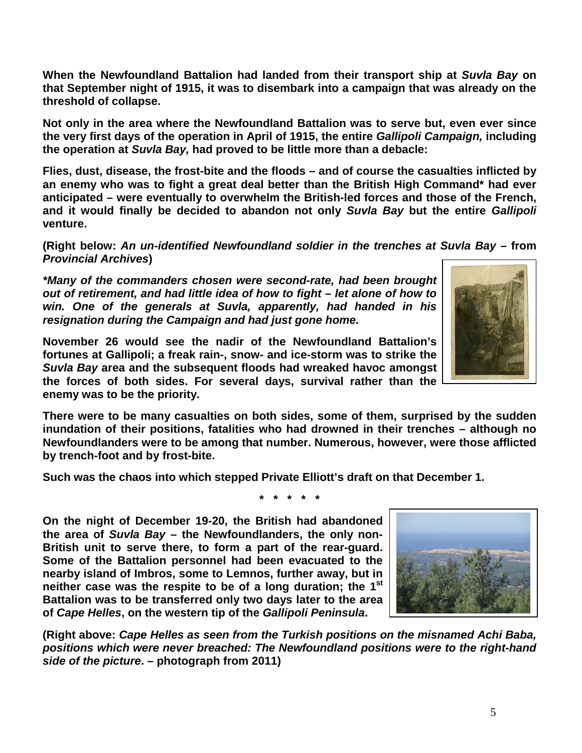**When the Newfoundland Battalion had landed from their transport ship at *Suvla Bay* on that September night of 1915, it was to disembark into a campaign that was already on the threshold of collapse.**

**Not only in the area where the Newfoundland Battalion was to serve but, even ever since the very first days of the operation in April of 1915, the entire *Gallipoli Campaign,* including the operation at *Suvla Bay,* had proved to be little more than a debacle:**

**Flies, dust, disease, the frost-bite and the floods – and of course the casualties inflicted by an enemy who was to fight a great deal better than the British High Command\* had ever anticipated – were eventually to overwhelm the British-led forces and those of the French, and it would finally be decided to abandon not only *Suvla Bay* but the entire *Gallipoli* venture.**

**(Right below: *An un-identified Newfoundland soldier in the trenches at Suvla Bay* – from *Provincial Archives*)**

***\*Many of the commanders chosen were second-rate, had been brought out of retirement, and had little idea of how to fight – let alone of how to win. One of the generals at Suvla, apparently, had handed in his resignation during the Campaign and had just gone home.***

**November 26 would see the nadir of the Newfoundland Battalion's fortunes at Gallipoli; a freak rain-, snow- and ice-storm was to strike the *Suvla Bay* area and the subsequent floods had wreaked havoc amongst the forces of both sides. For several days, survival rather than the enemy was to be the priority.**

**There were to be many casualties on both sides, some of them, surprised by the sudden inundation of their positions, fatalities who had drowned in their trenches – although no Newfoundlanders were to be among that number. Numerous, however, were those afflicted by trench-foot and by frost-bite.**

**Such was the chaos into which stepped Private Elliott's draft on that December 1.**

**\* \* \* \* \***

**On the night of December 19-20, the British had abandoned the area of *Suvla Bay* – the Newfoundlanders, the only non-British unit to serve there, to form a part of the rear-guard. Some of the Battalion personnel had been evacuated to the nearby island of Imbros, some to Lemnos, further away, but in neither case was the respite to be of a long duration; the 1st Battalion was to be transferred only two days later to the area of *Cape Helles*, on the western tip of the *Gallipoli Peninsula*.**

**(Right above: *Cape Helles as seen from the Turkish positions on the misnamed Achi Baba, positions which were never breached: The Newfoundland positions were to the right-hand side of the picture*. – photograph from 2011)**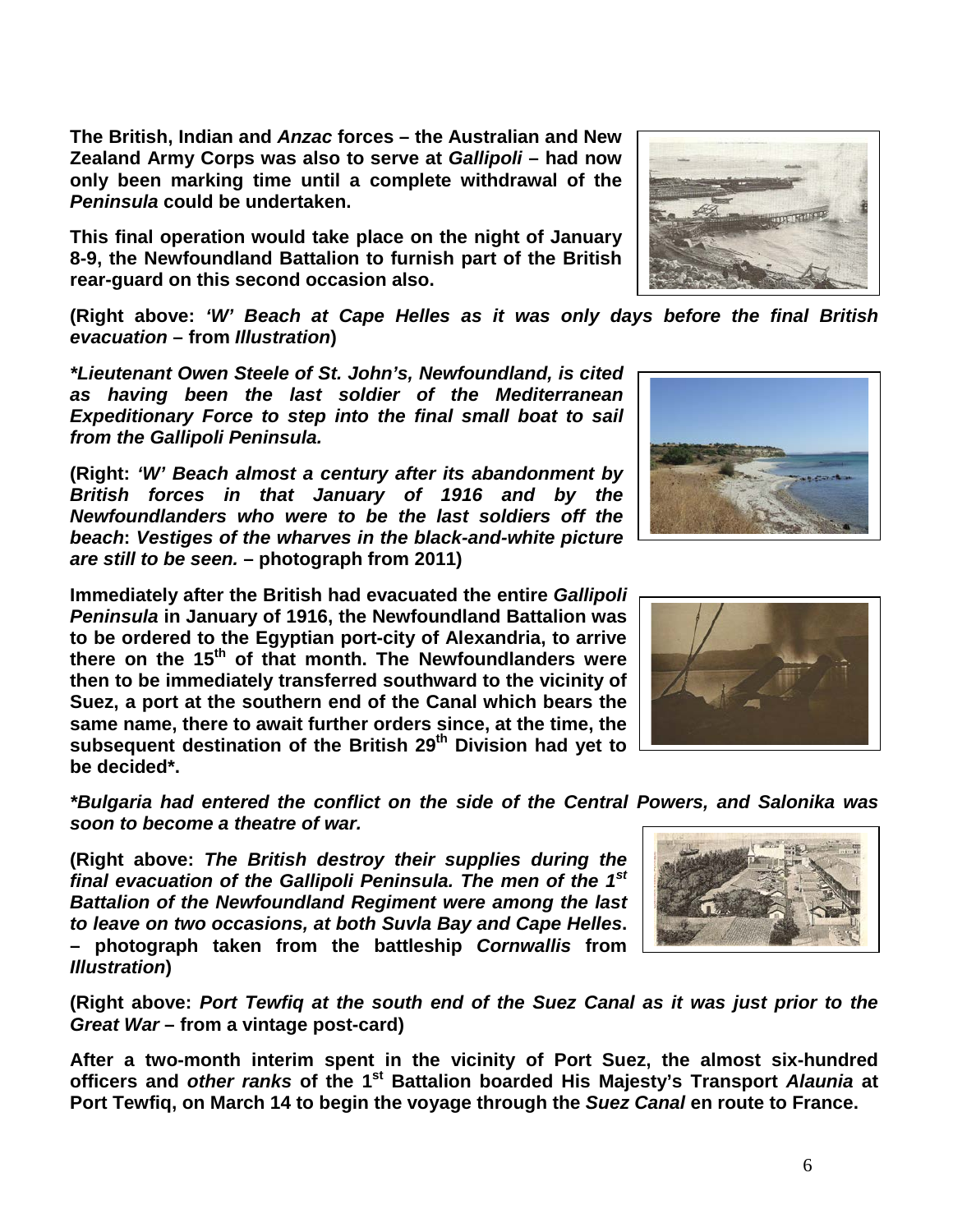**The British, Indian and *Anzac* forces – the Australian and New Zealand Army Corps was also to serve at *Gallipoli* – had now only been marking time until a complete withdrawal of the *Peninsula* could be undertaken.**

**This final operation would take place on the night of January 8-9, the Newfoundland Battalion to furnish part of the British rear-guard on this second occasion also.**

**(Right above: *'W' Beach at Cape Helles as it was only days before the final British evacuation* – from *Illustration*)**

***\*Lieutenant Owen Steele of St. John's, Newfoundland, is cited as having been the last soldier of the Mediterranean Expeditionary Force to step into the final small boat to sail from the Gallipoli Peninsula.***

**(Right: *'W' Beach almost a century after its abandonment by British forces in that January of 1916 and by the Newfoundlanders who were to be the last soldiers off the beach*: *Vestiges of the wharves in the black-and-white picture are still to be seen.* – photograph from 2011)**

**Immediately after the British had evacuated the entire *Gallipoli Peninsula* in January of 1916, the Newfoundland Battalion was to be ordered to the Egyptian port-city of Alexandria, to arrive there on the 15th of that month. The Newfoundlanders were then to be immediately transferred southward to the vicinity of Suez, a port at the southern end of the Canal which bears the same name, there to await further orders since, at the time, the subsequent destination of the British 29th Division had yet to be decided\*.**

***\*Bulgaria had entered the conflict on the side of the Central Powers, and Salonika was soon to become a theatre of war.***

**(Right above: *The British destroy their supplies during the final evacuation of the Gallipoli Peninsula. The men of the 1st Battalion of the Newfoundland Regiment were among the last to leave on two occasions, at both Suvla Bay and Cape Helles*. – photograph taken from the battleship *Cornwallis* from *Illustration*)**

**(Right above: *Port Tewfiq at the south end of the Suez Canal as it was just prior to the Great War* – from a vintage post-card)**

**After a two-month interim spent in the vicinity of Port Suez, the almost six-hundred officers and *other ranks* of the 1st Battalion boarded His Majesty's Transport *Alaunia* at Port Tewfiq, on March 14 to begin the voyage through the *Suez Canal* en route to France.**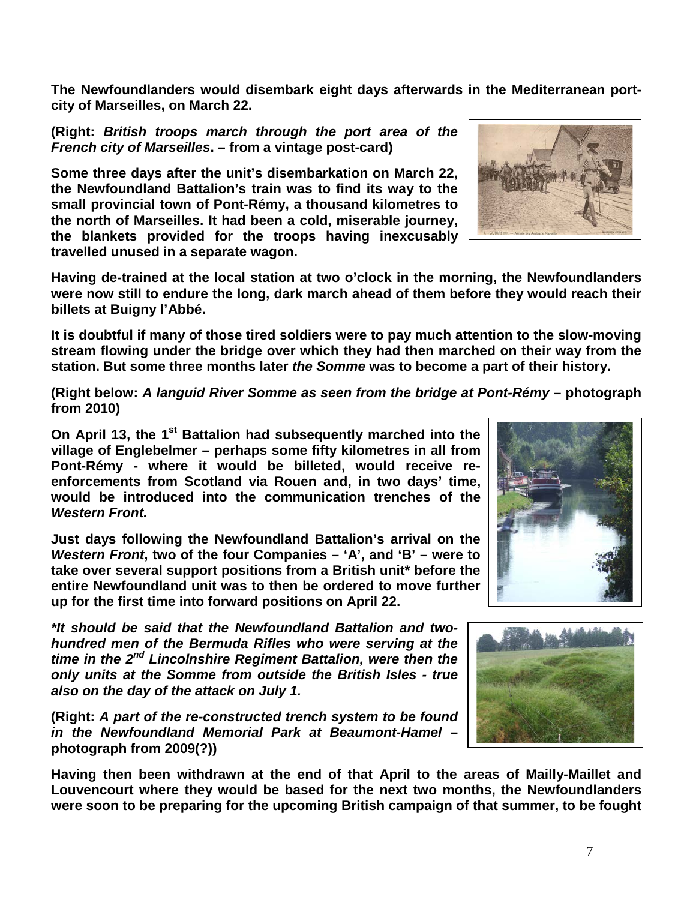**The Newfoundlanders would disembark eight days afterwards in the Mediterranean port-city of Marseilles, on March 22.**

**(Right: *British troops march through the port area of the French city of Marseilles*. – from a vintage post-card)**

**Some three days after the unit's disembarkation on March 22, the Newfoundland Battalion's train was to find its way to the small provincial town of Pont-Rémy, a thousand kilometres to the north of Marseilles. It had been a cold, miserable journey, the blankets provided for the troops having inexcusably travelled unused in a separate wagon.**

**Having de-trained at the local station at two o'clock in the morning, the Newfoundlanders were now still to endure the long, dark march ahead of them before they would reach their billets at Buigny l'Abbé.**

**It is doubtful if many of those tired soldiers were to pay much attention to the slow-moving stream flowing under the bridge over which they had then marched on their way from the station. But some three months later *the Somme* was to become a part of their history.**

**(Right below: *A languid River Somme as seen from the bridge at Pont-Rémy* – photograph from 2010)**

**On April 13, the 1st Battalion had subsequently marched into the village of Englebelmer – perhaps some fifty kilometres in all from Pont-Rémy - where it would be billeted, would receive re-enforcements from Scotland via Rouen and, in two days' time, would be introduced into the communication trenches of the *Western Front.***

**Just days following the Newfoundland Battalion's arrival on the *Western Front*, two of the four Companies – 'A', and 'B' – were to take over several support positions from a British unit* before the entire Newfoundland unit was to then be ordered to move further up for the first time into forward positions on April 22.**

***\*It should be said that the Newfoundland Battalion and two-hundred men of the Bermuda Rifles who were serving at the time in the 2nd Lincolnshire Regiment Battalion, were then the only units at the Somme from outside the British Isles - true also on the day of the attack on July 1.***

**(Right: *A part of the re-constructed trench system to be found in the Newfoundland Memorial Park at Beaumont-Hamel* – photograph from 2009(?))**

**Having then been withdrawn at the end of that April to the areas of Mailly-Maillet and Louvencourt where they would be based for the next two months, the Newfoundlanders were soon to be preparing for the upcoming British campaign of that summer, to be fought**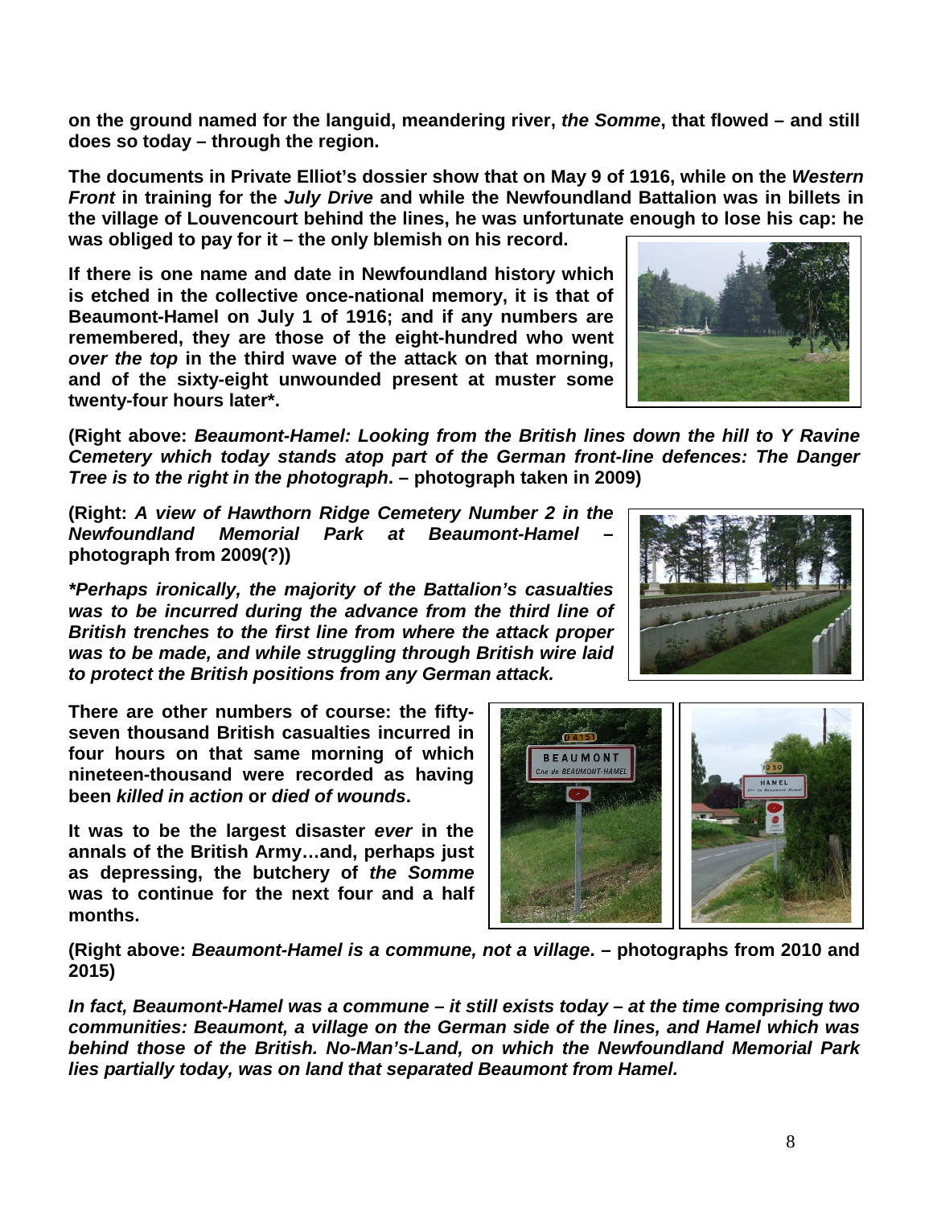**on the ground named for the languid, meandering river, *the Somme*, that flowed – and still does so today – through the region.**

**The documents in Private Elliot's dossier show that on May 9 of 1916, while on the *Western Front* in training for the *July Drive* and while the Newfoundland Battalion was in billets in the village of Louvencourt behind the lines, he was unfortunate enough to lose his cap: he was obliged to pay for it – the only blemish on his record.**

**If there is one name and date in Newfoundland history which is etched in the collective once-national memory, it is that of Beaumont-Hamel on July 1 of 1916; and if any numbers are remembered, they are those of the eight-hundred who went *over the top* in the third wave of the attack on that morning, and of the sixty-eight unwounded present at muster some twenty-four hours later\*.**

**(Right above: *Beaumont-Hamel: Looking from the British lines down the hill to Y Ravine Cemetery which today stands atop part of the German front-line defences: The Danger Tree is to the right in the photograph*. – photograph taken in 2009)**

**(Right: *A view of Hawthorn Ridge Cemetery Number 2 in the Newfoundland Memorial Park at Beaumont-Hamel* – photograph from 2009(?))**

***\*Perhaps ironically, the majority of the Battalion's casualties was to be incurred during the advance from the third line of British trenches to the first line from where the attack proper was to be made, and while struggling through British wire laid to protect the British positions from any German attack.***

**There are other numbers of course: the fifty-seven thousand British casualties incurred in four hours on that same morning of which nineteen-thousand were recorded as having been *killed in action* or *died of wounds*.**

**It was to be the largest disaster *ever* in the annals of the British Army…and, perhaps just as depressing, the butchery of *the Somme* was to continue for the next four and a half months.**

**(Right above: *Beaumont-Hamel is a commune, not a village*. – photographs from 2010 and 2015)**

***In fact, Beaumont-Hamel was a commune – it still exists today – at the time comprising two communities: Beaumont, a village on the German side of the lines, and Hamel which was behind those of the British. No-Man's-Land, on which the Newfoundland Memorial Park lies partially today, was on land that separated Beaumont from Hamel.***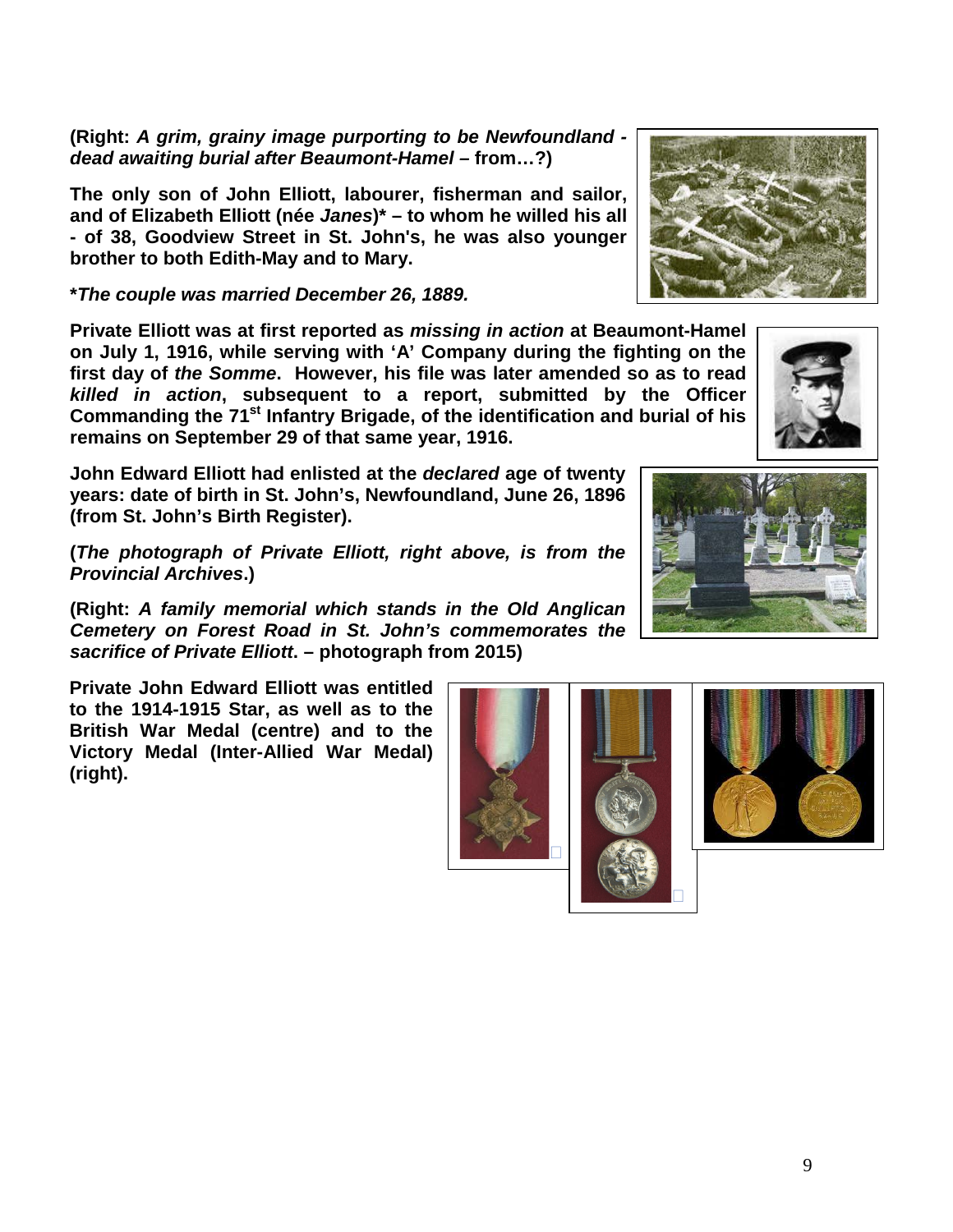**(Right:** ***A grim, grainy image purporting to be Newfoundland - dead awaiting burial after Beaumont-Hamel*** **– from…?)**

**The only son of John Elliott, labourer, fisherman and sailor, and of Elizabeth Elliott (née** ***Janes*****)* – to whom he willed his all - of 38, Goodview Street in St. John's, he was also younger brother to both Edith-May and to Mary.**

***The couple was married December 26, 1889.***

**Private Elliott was at first reported as** ***missing in action*** **at Beaumont-Hamel on July 1, 1916, while serving with 'A' Company during the fighting on the first day of** ***the Somme*****. However, his file was later amended so as to read** ***killed in action*****, subsequent to a report, submitted by the Officer Commanding the 71st Infantry Brigade, of the identification and burial of his remains on September 29 of that same year, 1916.**

**John Edward Elliott had enlisted at the** ***declared*** **age of twenty years: date of birth in St. John's, Newfoundland, June 26, 1896 (from St. John's Birth Register).**

**(*****The photograph of Private Elliott, right above, is from the Provincial Archives*****.)**

**(Right:** ***A family memorial which stands in the Old Anglican Cemetery on Forest Road in St. John's commemorates the sacrifice of Private Elliott*****. – photograph from 2015)**

**Private John Edward Elliott was entitled to the 1914-1915 Star, as well as to the British War Medal (centre) and to the Victory Medal (Inter-Allied War Medal) (right).**